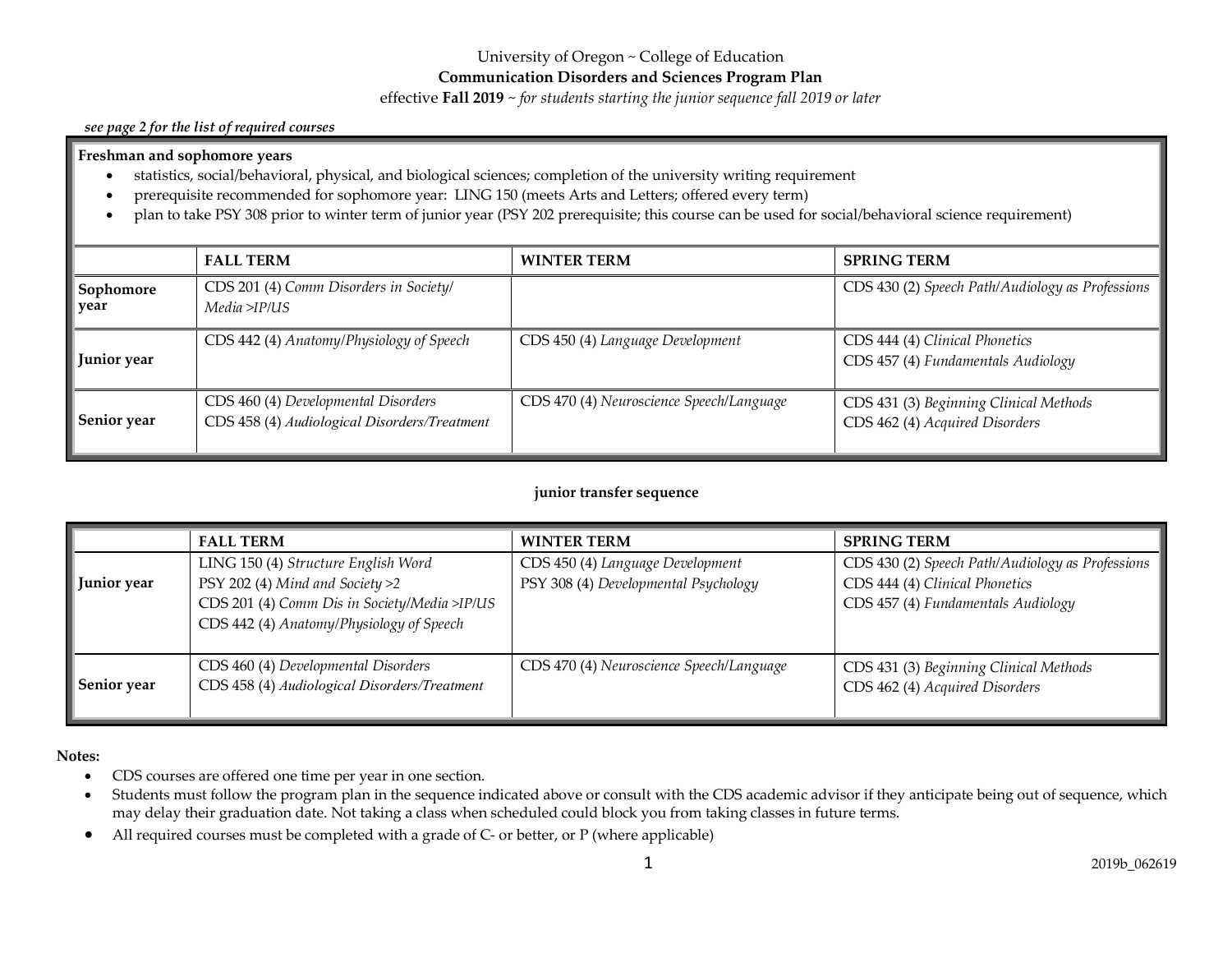University of Oregon ~ College of Education

**Communication Disorders and Sciences Program Plan**

effective **Fall 2019** ~ *for students starting the junior sequence fall 2019 or later*

***see page 2 for the list of required courses***

**Freshman and sophomore years**

- statistics, social/behavioral, physical, and biological sciences; completion of the university writing requirement
- prerequisite recommended for sophomore year: LING 150 (meets Arts and Letters; offered every term)
- plan to take PSY 308 prior to winter term of junior year (PSY 202 prerequisite; this course can be used for social/behavioral science requirement)

| | FALL TERM | WINTER TERM | SPRING TERM |
|---|---|---|---|
| **Sophomore year** | CDS 201 (4) *Comm Disorders in Society/ Media >IP/US* | | CDS 430 (2) *Speech Path/Audiology as Professions* |
| **Junior year** | CDS 442 (4) *Anatomy/Physiology of Speech* | CDS 450 (4) *Language Development* | CDS 444 (4) *Clinical Phonetics*<br>CDS 457 (4) *Fundamentals Audiology* |
| **Senior year** | CDS 460 (4) *Developmental Disorders*<br>CDS 458 (4) *Audiological Disorders/Treatment* | CDS 470 (4) *Neuroscience Speech/Language* | CDS 431 (3) *Beginning Clinical Methods*<br>CDS 462 (4) *Acquired Disorders* |

**junior transfer sequence**

| | FALL TERM | WINTER TERM | SPRING TERM |
|---|---|---|---|
| **Junior year** | LING 150 (4) *Structure English Word*<br>PSY 202 (4) *Mind and Society >2*<br>CDS 201 (4) *Comm Dis in Society/Media >IP/US*<br>CDS 442 (4) *Anatomy/Physiology of Speech* | CDS 450 (4) *Language Development*<br>PSY 308 (4) *Developmental Psychology* | CDS 430 (2) *Speech Path/Audiology as Professions*<br>CDS 444 (4) *Clinical Phonetics*<br>CDS 457 (4) *Fundamentals Audiology* |
| **Senior year** | CDS 460 (4) *Developmental Disorders*<br>CDS 458 (4) *Audiological Disorders/Treatment* | CDS 470 (4) *Neuroscience Speech/Language* | CDS 431 (3) *Beginning Clinical Methods*<br>CDS 462 (4) *Acquired Disorders* |

**Notes:**

- CDS courses are offered one time per year in one section.
- Students must follow the program plan in the sequence indicated above or consult with the CDS academic advisor if they anticipate being out of sequence, which may delay their graduation date. Not taking a class when scheduled could block you from taking classes in future terms.
- All required courses must be completed with a grade of C- or better, or P (where applicable)

2019b_062619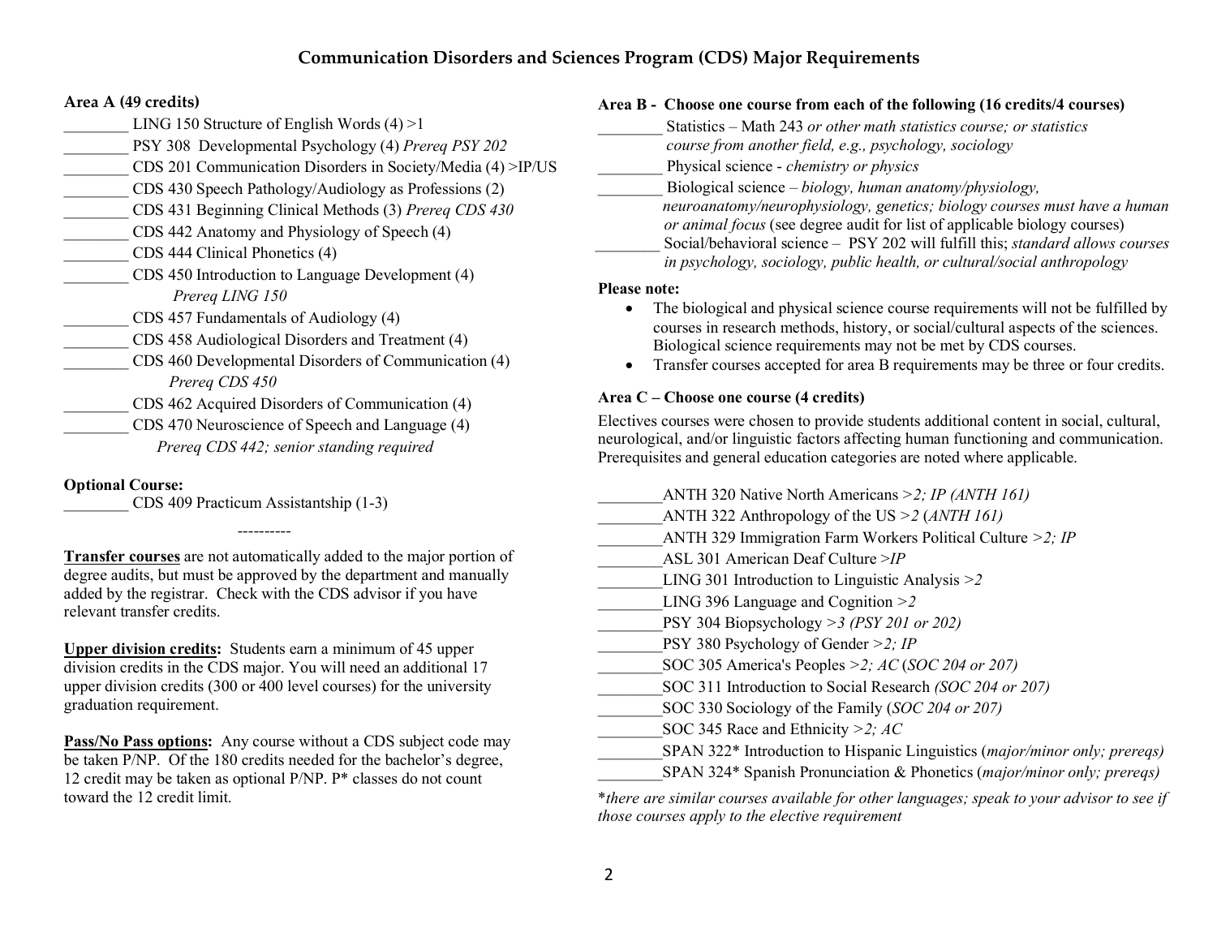## Communication Disorders and Sciences Program (CDS) Major Requirements

### Area A (49 credits)

________ LING 150 Structure of English Words (4) >1
________ PSY 308 Developmental Psychology (4) *Prereq PSY 202*
________ CDS 201 Communication Disorders in Society/Media (4) >IP/US
________ CDS 430 Speech Pathology/Audiology as Professions (2)
________ CDS 431 Beginning Clinical Methods (3) *Prereq CDS 430*
________ CDS 442 Anatomy and Physiology of Speech (4)
________ CDS 444 Clinical Phonetics (4)
________ CDS 450 Introduction to Language Development (4)
*Prereq LING 150*
________ CDS 457 Fundamentals of Audiology (4)
________ CDS 458 Audiological Disorders and Treatment (4)
________ CDS 460 Developmental Disorders of Communication (4)
*Prereq CDS 450*
________ CDS 462 Acquired Disorders of Communication (4)
________ CDS 470 Neuroscience of Speech and Language (4)
*Prereq CDS 442; senior standing required*

**Optional Course:**

________ CDS 409 Practicum Assistantship (1-3)

----------

**Transfer courses** are not automatically added to the major portion of degree audits, but must be approved by the department and manually added by the registrar. Check with the CDS advisor if you have relevant transfer credits.

**Upper division credits:** Students earn a minimum of 45 upper division credits in the CDS major. You will need an additional 17 upper division credits (300 or 400 level courses) for the university graduation requirement.

**Pass/No Pass options:** Any course without a CDS subject code may be taken P/NP. Of the 180 credits needed for the bachelor's degree, 12 credit may be taken as optional P/NP. P* classes do not count toward the 12 credit limit.

### Area B - Choose one course from each of the following (16 credits/4 courses)

________ Statistics – Math 243 *or other math statistics course; or statistics course from another field, e.g., psychology, sociology*
________ Physical science - *chemistry or physics*
________ Biological science – *biology, human anatomy/physiology, neuroanatomy/neurophysiology, genetics; biology courses must have a human or animal focus* (see degree audit for list of applicable biology courses)
________ Social/behavioral science – PSY 202 will fulfill this; *standard allows courses in psychology, sociology, public health, or cultural/social anthropology*

**Please note:**

- The biological and physical science course requirements will not be fulfilled by courses in research methods, history, or social/cultural aspects of the sciences. Biological science requirements may not be met by CDS courses.
- Transfer courses accepted for area B requirements may be three or four credits.

### Area C – Choose one course (4 credits)

Electives courses were chosen to provide students additional content in social, cultural, neurological, and/or linguistic factors affecting human functioning and communication. Prerequisites and general education categories are noted where applicable.

________ANTH 320 Native North Americans *>2; IP (ANTH 161)*
________ANTH 322 Anthropology of the US *>2* (*ANTH 161)*
________ANTH 329 Immigration Farm Workers Political Culture *>2; IP*
________ASL 301 American Deaf Culture *>IP*
________LING 301 Introduction to Linguistic Analysis *>2*
________LING 396 Language and Cognition *>2*
________PSY 304 Biopsychology *>3 (PSY 201 or 202)*
________PSY 380 Psychology of Gender *>2; IP*
________SOC 305 America's Peoples *>2; AC* (*SOC 204 or 207)*
________SOC 311 Introduction to Social Research *(SOC 204 or 207)*
________SOC 330 Sociology of the Family (*SOC 204 or 207)*
________SOC 345 Race and Ethnicity *>2; AC*
________SPAN 322* Introduction to Hispanic Linguistics (*major/minor only; prereqs)*
________SPAN 324* Spanish Pronunciation & Phonetics (*major/minor only; prereqs)*

*\*there are similar courses available for other languages; speak to your advisor to see if those courses apply to the elective requirement*